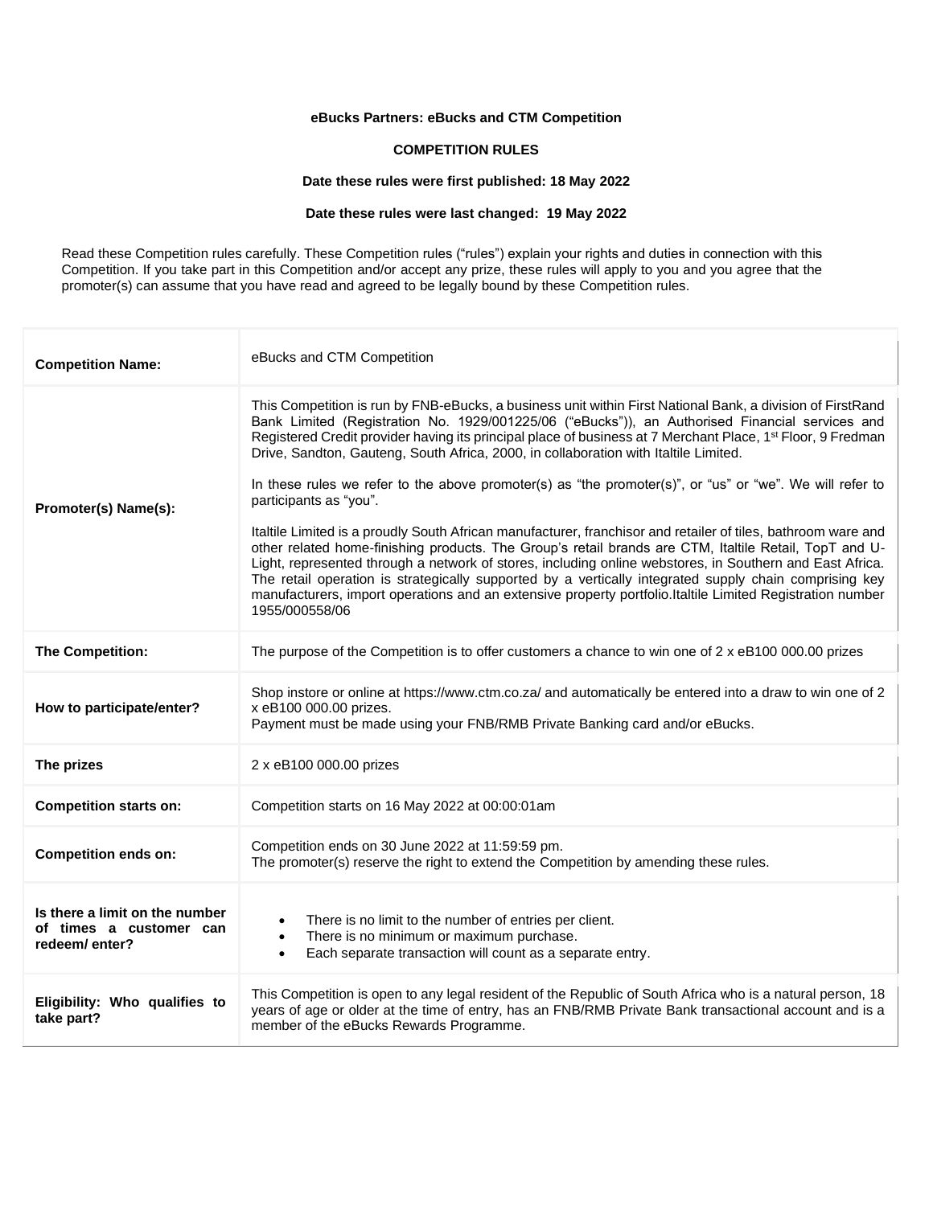**eBucks Partners: eBucks and CTM Competition**

**COMPETITION RULES**

**Date these rules were first published: 18 May 2022**

**Date these rules were last changed: 19 May 2022**

Read these Competition rules carefully. These Competition rules ("rules") explain your rights and duties in connection with this Competition. If you take part in this Competition and/or accept any prize, these rules will apply to you and you agree that the promoter(s) can assume that you have read and agreed to be legally bound by these Competition rules.

| | |
|---|---|
| **Competition Name:** | eBucks and CTM Competition |
| **Promoter(s) Name(s):** | This Competition is run by FNB-eBucks, a business unit within First National Bank, a division of FirstRand Bank Limited (Registration No. 1929/001225/06 ("eBucks")), an Authorised Financial services and Registered Credit provider having its principal place of business at 7 Merchant Place, 1st Floor, 9 Fredman Drive, Sandton, Gauteng, South Africa, 2000, in collaboration with Italtile Limited.<br><br>In these rules we refer to the above promoter(s) as "the promoter(s)", or "us" or "we". We will refer to participants as "you".<br><br>Italtile Limited is a proudly South African manufacturer, franchisor and retailer of tiles, bathroom ware and other related home-finishing products. The Group's retail brands are CTM, Italtile Retail, TopT and U-Light, represented through a network of stores, including online webstores, in Southern and East Africa. The retail operation is strategically supported by a vertically integrated supply chain comprising key manufacturers, import operations and an extensive property portfolio.Italtile Limited Registration number 1955/000558/06 |
| **The Competition:** | The purpose of the Competition is to offer customers a chance to win one of 2 x eB100 000.00 prizes |
| **How to participate/enter?** | Shop instore or online at https://www.ctm.co.za/ and automatically be entered into a draw to win one of 2 x eB100 000.00 prizes.<br>Payment must be made using your FNB/RMB Private Banking card and/or eBucks. |
| **The prizes** | 2 x eB100 000.00 prizes |
| **Competition starts on:** | Competition starts on 16 May 2022 at 00:00:01am |
| **Competition ends on:** | Competition ends on 30 June 2022 at 11:59:59 pm.<br>The promoter(s) reserve the right to extend the Competition by amending these rules. |
| **Is there a limit on the number of times a customer can redeem/ enter?** | • There is no limit to the number of entries per client.<br>• There is no minimum or maximum purchase.<br>• Each separate transaction will count as a separate entry. |
| **Eligibility: Who qualifies to take part?** | This Competition is open to any legal resident of the Republic of South Africa who is a natural person, 18 years of age or older at the time of entry, has an FNB/RMB Private Bank transactional account and is a member of the eBucks Rewards Programme. |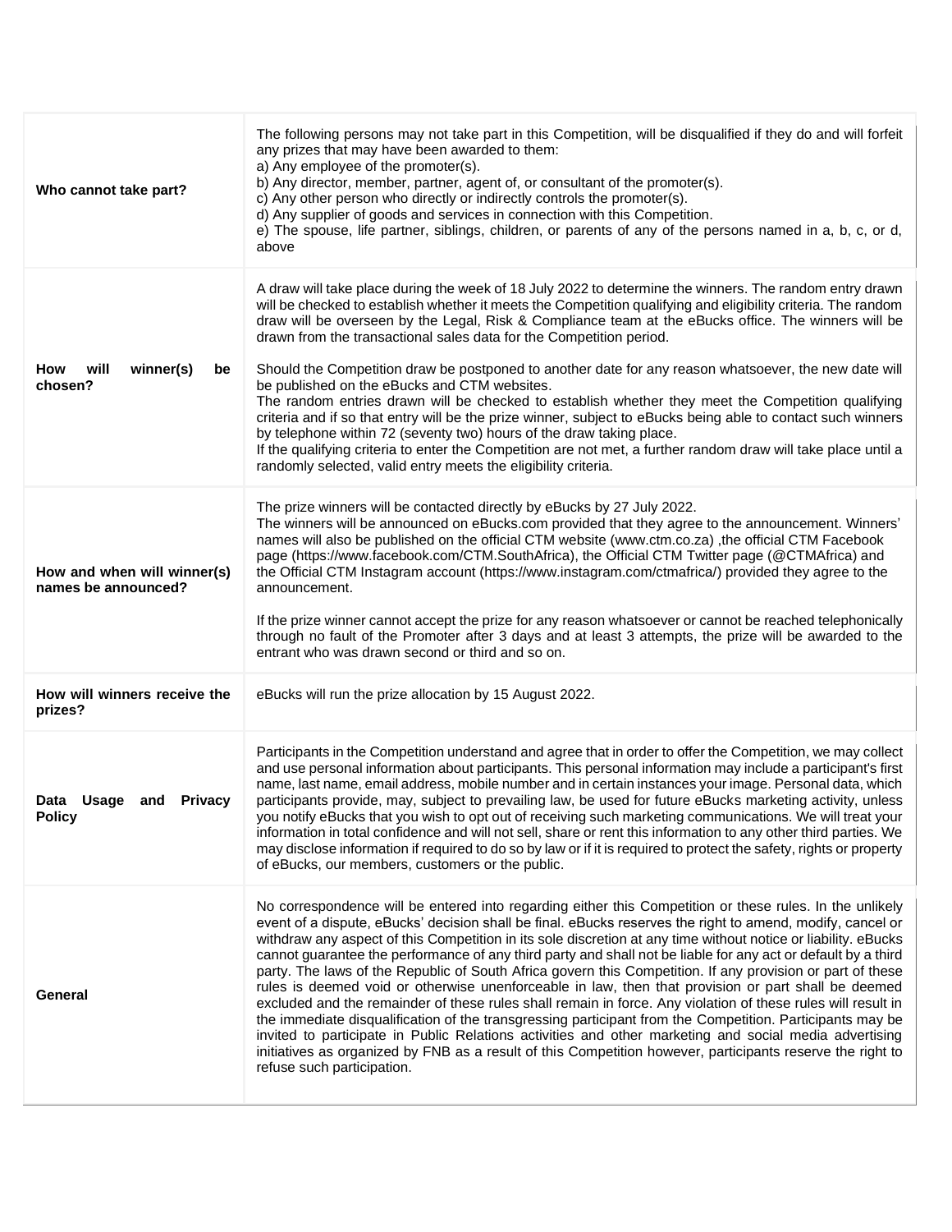| | |
|---|---|
| **Who cannot take part?** | The following persons may not take part in this Competition, will be disqualified if they do and will forfeit any prizes that may have been awarded to them:<br>a) Any employee of the promoter(s).<br>b) Any director, member, partner, agent of, or consultant of the promoter(s).<br>c) Any other person who directly or indirectly controls the promoter(s).<br>d) Any supplier of goods and services in connection with this Competition.<br>e) The spouse, life partner, siblings, children, or parents of any of the persons named in a, b, c, or d, above |
| **How will winner(s) be chosen?** | A draw will take place during the week of 18 July 2022 to determine the winners. The random entry drawn will be checked to establish whether it meets the Competition qualifying and eligibility criteria. The random draw will be overseen by the Legal, Risk & Compliance team at the eBucks office. The winners will be drawn from the transactional sales data for the Competition period.<br><br>Should the Competition draw be postponed to another date for any reason whatsoever, the new date will be published on the eBucks and CTM websites.<br>The random entries drawn will be checked to establish whether they meet the Competition qualifying criteria and if so that entry will be the prize winner, subject to eBucks being able to contact such winners by telephone within 72 (seventy two) hours of the draw taking place.<br>If the qualifying criteria to enter the Competition are not met, a further random draw will take place until a randomly selected, valid entry meets the eligibility criteria. |
| **How and when will winner(s) names be announced?** | The prize winners will be contacted directly by eBucks by 27 July 2022.<br>The winners will be announced on eBucks.com provided that they agree to the announcement. Winners' names will also be published on the official CTM website (www.ctm.co.za) ,the official CTM Facebook page (https://www.facebook.com/CTM.SouthAfrica), the Official CTM Twitter page (@CTMAfrica) and the Official CTM Instagram account (https://www.instagram.com/ctmafrica/) provided they agree to the announcement.<br><br>If the prize winner cannot accept the prize for any reason whatsoever or cannot be reached telephonically through no fault of the Promoter after 3 days and at least 3 attempts, the prize will be awarded to the entrant who was drawn second or third and so on. |
| **How will winners receive the prizes?** | eBucks will run the prize allocation by 15 August 2022. |
| **Data Usage and Privacy Policy** | Participants in the Competition understand and agree that in order to offer the Competition, we may collect and use personal information about participants. This personal information may include a participant's first name, last name, email address, mobile number and in certain instances your image. Personal data, which participants provide, may, subject to prevailing law, be used for future eBucks marketing activity, unless you notify eBucks that you wish to opt out of receiving such marketing communications. We will treat your information in total confidence and will not sell, share or rent this information to any other third parties. We may disclose information if required to do so by law or if it is required to protect the safety, rights or property of eBucks, our members, customers or the public. |
| **General** | No correspondence will be entered into regarding either this Competition or these rules. In the unlikely event of a dispute, eBucks' decision shall be final. eBucks reserves the right to amend, modify, cancel or withdraw any aspect of this Competition in its sole discretion at any time without notice or liability. eBucks cannot guarantee the performance of any third party and shall not be liable for any act or default by a third party. The laws of the Republic of South Africa govern this Competition. If any provision or part of these rules is deemed void or otherwise unenforceable in law, then that provision or part shall be deemed excluded and the remainder of these rules shall remain in force. Any violation of these rules will result in the immediate disqualification of the transgressing participant from the Competition. Participants may be invited to participate in Public Relations activities and other marketing and social media advertising initiatives as organized by FNB as a result of this Competition however, participants reserve the right to refuse such participation. |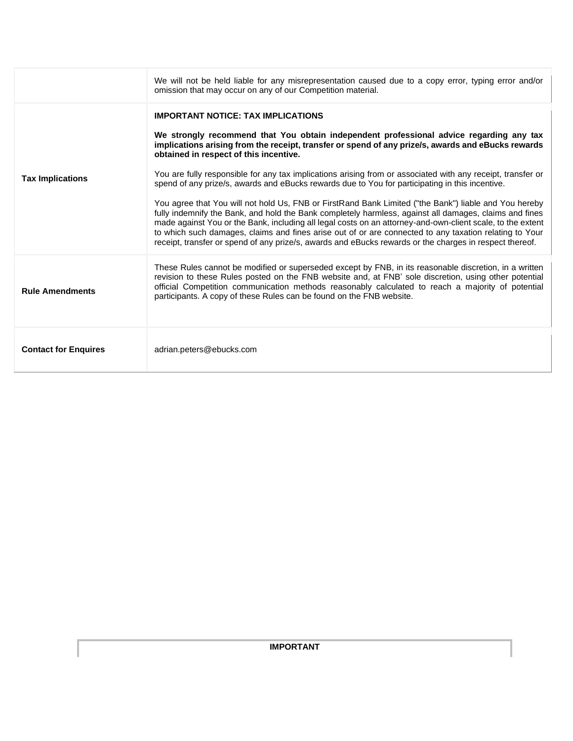| | |
|---|---|
| | We will not be held liable for any misrepresentation caused due to a copy error, typing error and/or omission that may occur on any of our Competition material. |
| **Tax Implications** | **IMPORTANT NOTICE: TAX IMPLICATIONS**<br><br>**We strongly recommend that You obtain independent professional advice regarding any tax implications arising from the receipt, transfer or spend of any prize/s, awards and eBucks rewards obtained in respect of this incentive.**<br><br>You are fully responsible for any tax implications arising from or associated with any receipt, transfer or spend of any prize/s, awards and eBucks rewards due to You for participating in this incentive.<br><br>You agree that You will not hold Us, FNB or FirstRand Bank Limited ("the Bank") liable and You hereby fully indemnify the Bank, and hold the Bank completely harmless, against all damages, claims and fines made against You or the Bank, including all legal costs on an attorney-and-own-client scale, to the extent to which such damages, claims and fines arise out of or are connected to any taxation relating to Your receipt, transfer or spend of any prize/s, awards and eBucks rewards or the charges in respect thereof. |
| **Rule Amendments** | These Rules cannot be modified or superseded except by FNB, in its reasonable discretion, in a written revision to these Rules posted on the FNB website and, at FNB' sole discretion, using other potential official Competition communication methods reasonably calculated to reach a majority of potential participants. A copy of these Rules can be found on the FNB website. |
| **Contact for Enquires** | adrian.peters@ebucks.com |

**IMPORTANT**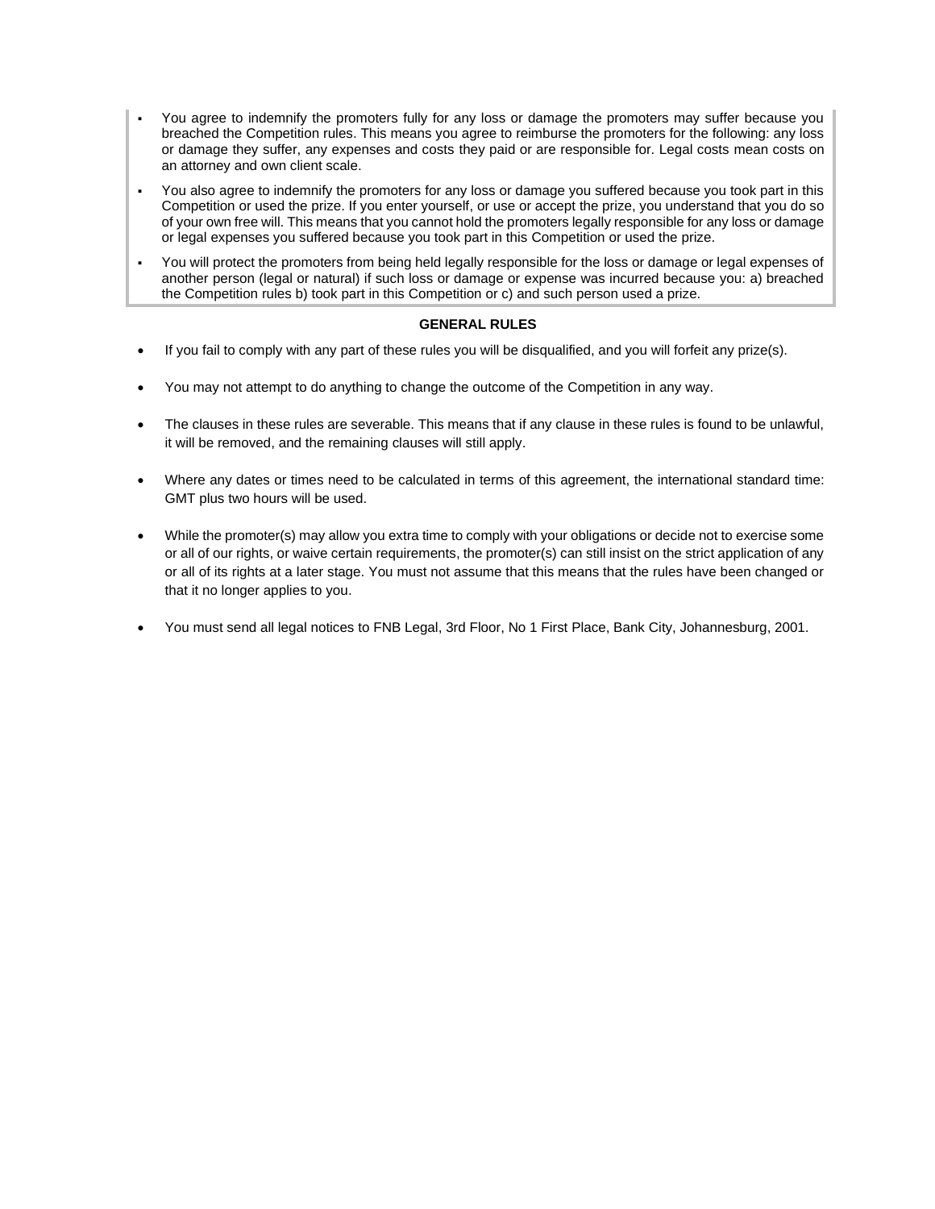- You agree to indemnify the promoters fully for any loss or damage the promoters may suffer because you breached the Competition rules. This means you agree to reimburse the promoters for the following: any loss or damage they suffer, any expenses and costs they paid or are responsible for. Legal costs mean costs on an attorney and own client scale.
- You also agree to indemnify the promoters for any loss or damage you suffered because you took part in this Competition or used the prize. If you enter yourself, or use or accept the prize, you understand that you do so of your own free will. This means that you cannot hold the promoters legally responsible for any loss or damage or legal expenses you suffered because you took part in this Competition or used the prize.
- You will protect the promoters from being held legally responsible for the loss or damage or legal expenses of another person (legal or natural) if such loss or damage or expense was incurred because you: a) breached the Competition rules b) took part in this Competition or c) and such person used a prize.

**GENERAL RULES**

- If you fail to comply with any part of these rules you will be disqualified, and you will forfeit any prize(s).
- You may not attempt to do anything to change the outcome of the Competition in any way.
- The clauses in these rules are severable. This means that if any clause in these rules is found to be unlawful, it will be removed, and the remaining clauses will still apply.
- Where any dates or times need to be calculated in terms of this agreement, the international standard time: GMT plus two hours will be used.
- While the promoter(s) may allow you extra time to comply with your obligations or decide not to exercise some or all of our rights, or waive certain requirements, the promoter(s) can still insist on the strict application of any or all of its rights at a later stage. You must not assume that this means that the rules have been changed or that it no longer applies to you.
- You must send all legal notices to FNB Legal, 3rd Floor, No 1 First Place, Bank City, Johannesburg, 2001.